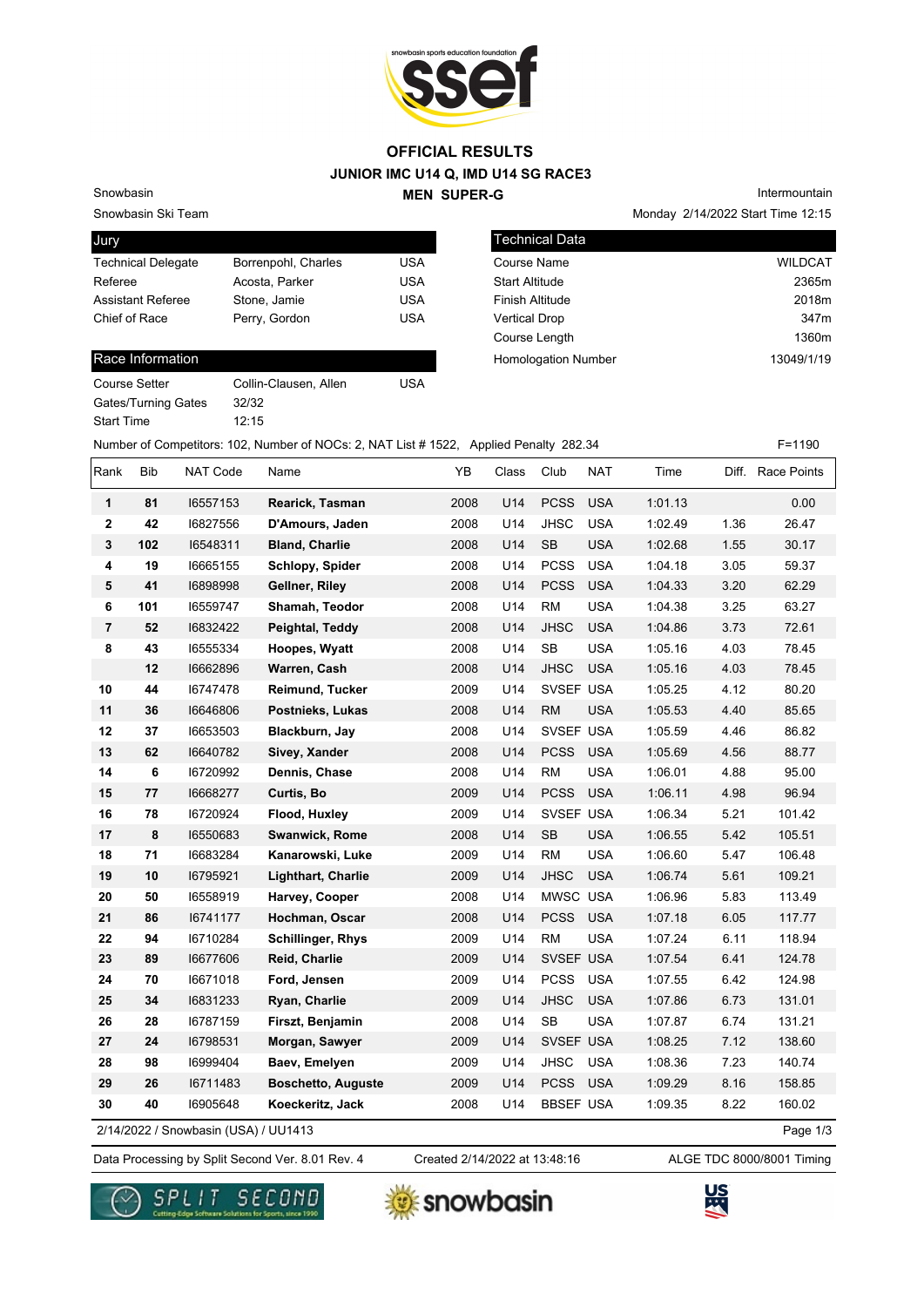# OFFICIAL RESULTS

## JUNIOR IMC U14 Q, IMD U14 SG RACE3

## MEN SUPER-G

Snowbasin
Snowbasin Ski Team

Intermountain
Monday 2/14/2022 Start Time 12:15

| Jury | | |
|---|---|---|
| Technical Delegate | Borrenpohl, Charles | USA |
| Referee | Acosta, Parker | USA |
| Assistant Referee | Stone, Jamie | USA |
| Chief of Race | Perry, Gordon | USA |

| Technical Data | |
|---|---|
| Course Name | WILDCAT |
| Start Altitude | 2365m |
| Finish Altitude | 2018m |
| Vertical Drop | 347m |
| Course Length | 1360m |
| Homologation Number | 13049/1/19 |

| Race Information | | |
|---|---|---|
| Course Setter | Collin-Clausen, Allen | USA |
| Gates/Turning Gates | 32/32 | |
| Start Time | 12:15 | |

Number of Competitors: 102, Number of NOCs: 2, NAT List # 1522, Applied Penalty 282.34 F=1190

| Rank | Bib | NAT Code | Name | YB | Class | Club | NAT | Time | Diff. | Race Points |
|---|---|---|---|---|---|---|---|---|---|---|
| 1 | 81 | I6557153 | **Rearick, Tasman** | 2008 | U14 | PCSS | USA | 1:01.13 | | 0.00 |
| 2 | 42 | I6827556 | **D'Amours, Jaden** | 2008 | U14 | JHSC | USA | 1:02.49 | 1.36 | 26.47 |
| 3 | 102 | I6548311 | **Bland, Charlie** | 2008 | U14 | SB | USA | 1:02.68 | 1.55 | 30.17 |
| 4 | 19 | I6665155 | **Schlopy, Spider** | 2008 | U14 | PCSS | USA | 1:04.18 | 3.05 | 59.37 |
| 5 | 41 | I6898998 | **Gellner, Riley** | 2008 | U14 | PCSS | USA | 1:04.33 | 3.20 | 62.29 |
| 6 | 101 | I6559747 | **Shamah, Teodor** | 2008 | U14 | RM | USA | 1:04.38 | 3.25 | 63.27 |
| 7 | 52 | I6832422 | **Peightal, Teddy** | 2008 | U14 | JHSC | USA | 1:04.86 | 3.73 | 72.61 |
| 8 | 43 | I6555334 | **Hoopes, Wyatt** | 2008 | U14 | SB | USA | 1:05.16 | 4.03 | 78.45 |
| | 12 | I6662896 | **Warren, Cash** | 2008 | U14 | JHSC | USA | 1:05.16 | 4.03 | 78.45 |
| 10 | 44 | I6747478 | **Reimund, Tucker** | 2009 | U14 | SVSEF | USA | 1:05.25 | 4.12 | 80.20 |
| 11 | 36 | I6646806 | **Postnieks, Lukas** | 2008 | U14 | RM | USA | 1:05.53 | 4.40 | 85.65 |
| 12 | 37 | I6653503 | **Blackburn, Jay** | 2008 | U14 | SVSEF | USA | 1:05.59 | 4.46 | 86.82 |
| 13 | 62 | I6640782 | **Sivey, Xander** | 2008 | U14 | PCSS | USA | 1:05.69 | 4.56 | 88.77 |
| 14 | 6 | I6720992 | **Dennis, Chase** | 2008 | U14 | RM | USA | 1:06.01 | 4.88 | 95.00 |
| 15 | 77 | I6668277 | **Curtis, Bo** | 2009 | U14 | PCSS | USA | 1:06.11 | 4.98 | 96.94 |
| 16 | 78 | I6720924 | **Flood, Huxley** | 2009 | U14 | SVSEF | USA | 1:06.34 | 5.21 | 101.42 |
| 17 | 8 | I6550683 | **Swanwick, Rome** | 2008 | U14 | SB | USA | 1:06.55 | 5.42 | 105.51 |
| 18 | 71 | I6683284 | **Kanarowski, Luke** | 2009 | U14 | RM | USA | 1:06.60 | 5.47 | 106.48 |
| 19 | 10 | I6795921 | **Lighthart, Charlie** | 2009 | U14 | JHSC | USA | 1:06.74 | 5.61 | 109.21 |
| 20 | 50 | I6558919 | **Harvey, Cooper** | 2008 | U14 | MWSC | USA | 1:06.96 | 5.83 | 113.49 |
| 21 | 86 | I6741177 | **Hochman, Oscar** | 2008 | U14 | PCSS | USA | 1:07.18 | 6.05 | 117.77 |
| 22 | 94 | I6710284 | **Schillinger, Rhys** | 2009 | U14 | RM | USA | 1:07.24 | 6.11 | 118.94 |
| 23 | 89 | I6677606 | **Reid, Charlie** | 2009 | U14 | SVSEF | USA | 1:07.54 | 6.41 | 124.78 |
| 24 | 70 | I6671018 | **Ford, Jensen** | 2009 | U14 | PCSS | USA | 1:07.55 | 6.42 | 124.98 |
| 25 | 34 | I6831233 | **Ryan, Charlie** | 2009 | U14 | JHSC | USA | 1:07.86 | 6.73 | 131.01 |
| 26 | 28 | I6787159 | **Firszt, Benjamin** | 2008 | U14 | SB | USA | 1:07.87 | 6.74 | 131.21 |
| 27 | 24 | I6798531 | **Morgan, Sawyer** | 2009 | U14 | SVSEF | USA | 1:08.25 | 7.12 | 138.60 |
| 28 | 98 | I6999404 | **Baev, Emelyen** | 2009 | U14 | JHSC | USA | 1:08.36 | 7.23 | 140.74 |
| 29 | 26 | I6711483 | **Boschetto, Auguste** | 2009 | U14 | PCSS | USA | 1:09.29 | 8.16 | 158.85 |
| 30 | 40 | I6905648 | **Koeckeritz, Jack** | 2008 | U14 | BBSEF | USA | 1:09.35 | 8.22 | 160.02 |

2/14/2022 / Snowbasin (USA) / UU1413

Data Processing by Split Second Ver. 8.01 Rev. 4 Created 2/14/2022 at 13:48:16 ALGE TDC 8000/8001 Timing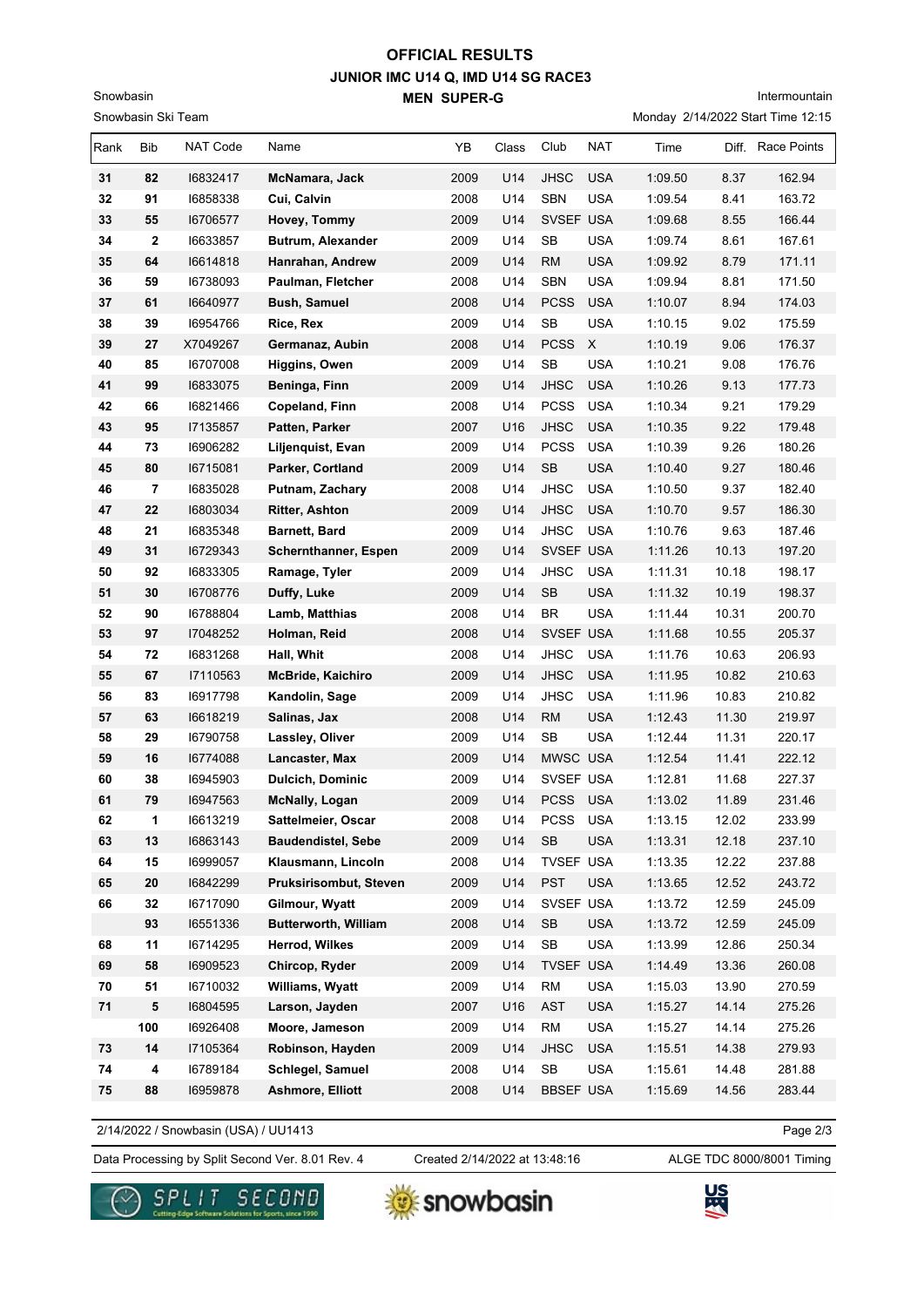# OFFICIAL RESULTS
## JUNIOR IMC U14 Q, IMD U14 SG RACE3
### MEN SUPER-G

Snowbasin

Snowbasin Ski Team

Intermountain

Monday 2/14/2022 Start Time 12:15

| Rank | Bib | NAT Code | Name | YB | Class | Club | NAT | Time | Diff. | Race Points |
|---|---|---|---|---|---|---|---|---|---|---|
| 31 | 82 | I6832417 | **McNamara, Jack** | 2009 | U14 | JHSC | USA | 1:09.50 | 8.37 | 162.94 |
| 32 | 91 | I6858338 | **Cui, Calvin** | 2008 | U14 | SBN | USA | 1:09.54 | 8.41 | 163.72 |
| 33 | 55 | I6706577 | **Hovey, Tommy** | 2009 | U14 | SVSEF | USA | 1:09.68 | 8.55 | 166.44 |
| 34 | 2 | I6633857 | **Butrum, Alexander** | 2009 | U14 | SB | USA | 1:09.74 | 8.61 | 167.61 |
| 35 | 64 | I6614818 | **Hanrahan, Andrew** | 2009 | U14 | RM | USA | 1:09.92 | 8.79 | 171.11 |
| 36 | 59 | I6738093 | **Paulman, Fletcher** | 2008 | U14 | SBN | USA | 1:09.94 | 8.81 | 171.50 |
| 37 | 61 | I6640977 | **Bush, Samuel** | 2008 | U14 | PCSS | USA | 1:10.07 | 8.94 | 174.03 |
| 38 | 39 | I6954766 | **Rice, Rex** | 2009 | U14 | SB | USA | 1:10.15 | 9.02 | 175.59 |
| 39 | 27 | X7049267 | **Germanaz, Aubin** | 2008 | U14 | PCSS | X | 1:10.19 | 9.06 | 176.37 |
| 40 | 85 | I6707008 | **Higgins, Owen** | 2009 | U14 | SB | USA | 1:10.21 | 9.08 | 176.76 |
| 41 | 99 | I6833075 | **Beninga, Finn** | 2009 | U14 | JHSC | USA | 1:10.26 | 9.13 | 177.73 |
| 42 | 66 | I6821466 | **Copeland, Finn** | 2008 | U14 | PCSS | USA | 1:10.34 | 9.21 | 179.29 |
| 43 | 95 | I7135857 | **Patten, Parker** | 2007 | U16 | JHSC | USA | 1:10.35 | 9.22 | 179.48 |
| 44 | 73 | I6906282 | **Liljenquist, Evan** | 2009 | U14 | PCSS | USA | 1:10.39 | 9.26 | 180.26 |
| 45 | 80 | I6715081 | **Parker, Cortland** | 2009 | U14 | SB | USA | 1:10.40 | 9.27 | 180.46 |
| 46 | 7 | I6835028 | **Putnam, Zachary** | 2008 | U14 | JHSC | USA | 1:10.50 | 9.37 | 182.40 |
| 47 | 22 | I6803034 | **Ritter, Ashton** | 2009 | U14 | JHSC | USA | 1:10.70 | 9.57 | 186.30 |
| 48 | 21 | I6835348 | **Barnett, Bard** | 2009 | U14 | JHSC | USA | 1:10.76 | 9.63 | 187.46 |
| 49 | 31 | I6729343 | **Schernthanner, Espen** | 2009 | U14 | SVSEF | USA | 1:11.26 | 10.13 | 197.20 |
| 50 | 92 | I6833305 | **Ramage, Tyler** | 2009 | U14 | JHSC | USA | 1:11.31 | 10.18 | 198.17 |
| 51 | 30 | I6708776 | **Duffy, Luke** | 2009 | U14 | SB | USA | 1:11.32 | 10.19 | 198.37 |
| 52 | 90 | I6788804 | **Lamb, Matthias** | 2008 | U14 | BR | USA | 1:11.44 | 10.31 | 200.70 |
| 53 | 97 | I7048252 | **Holman, Reid** | 2008 | U14 | SVSEF | USA | 1:11.68 | 10.55 | 205.37 |
| 54 | 72 | I6831268 | **Hall, Whit** | 2008 | U14 | JHSC | USA | 1:11.76 | 10.63 | 206.93 |
| 55 | 67 | I7110563 | **McBride, Kaichiro** | 2009 | U14 | JHSC | USA | 1:11.95 | 10.82 | 210.63 |
| 56 | 83 | I6917798 | **Kandolin, Sage** | 2009 | U14 | JHSC | USA | 1:11.96 | 10.83 | 210.82 |
| 57 | 63 | I6618219 | **Salinas, Jax** | 2008 | U14 | RM | USA | 1:12.43 | 11.30 | 219.97 |
| 58 | 29 | I6790758 | **Lassley, Oliver** | 2009 | U14 | SB | USA | 1:12.44 | 11.31 | 220.17 |
| 59 | 16 | I6774088 | **Lancaster, Max** | 2009 | U14 | MWSC | USA | 1:12.54 | 11.41 | 222.12 |
| 60 | 38 | I6945903 | **Dulcich, Dominic** | 2009 | U14 | SVSEF | USA | 1:12.81 | 11.68 | 227.37 |
| 61 | 79 | I6947563 | **McNally, Logan** | 2009 | U14 | PCSS | USA | 1:13.02 | 11.89 | 231.46 |
| 62 | 1 | I6613219 | **Sattelmeier, Oscar** | 2008 | U14 | PCSS | USA | 1:13.15 | 12.02 | 233.99 |
| 63 | 13 | I6863143 | **Baudendistel, Sebe** | 2009 | U14 | SB | USA | 1:13.31 | 12.18 | 237.10 |
| 64 | 15 | I6999057 | **Klausmann, Lincoln** | 2008 | U14 | TVSEF | USA | 1:13.35 | 12.22 | 237.88 |
| 65 | 20 | I6842299 | **Pruksirisombut, Steven** | 2009 | U14 | PST | USA | 1:13.65 | 12.52 | 243.72 |
| 66 | 32 | I6717090 | **Gilmour, Wyatt** | 2009 | U14 | SVSEF | USA | 1:13.72 | 12.59 | 245.09 |
| | 93 | I6551336 | **Butterworth, William** | 2008 | U14 | SB | USA | 1:13.72 | 12.59 | 245.09 |
| 68 | 11 | I6714295 | **Herrod, Wilkes** | 2009 | U14 | SB | USA | 1:13.99 | 12.86 | 250.34 |
| 69 | 58 | I6909523 | **Chircop, Ryder** | 2009 | U14 | TVSEF | USA | 1:14.49 | 13.36 | 260.08 |
| 70 | 51 | I6710032 | **Williams, Wyatt** | 2009 | U14 | RM | USA | 1:15.03 | 13.90 | 270.59 |
| 71 | 5 | I6804595 | **Larson, Jayden** | 2007 | U16 | AST | USA | 1:15.27 | 14.14 | 275.26 |
| | 100 | I6926408 | **Moore, Jameson** | 2009 | U14 | RM | USA | 1:15.27 | 14.14 | 275.26 |
| 73 | 14 | I7105364 | **Robinson, Hayden** | 2009 | U14 | JHSC | USA | 1:15.51 | 14.38 | 279.93 |
| 74 | 4 | I6789184 | **Schlegel, Samuel** | 2008 | U14 | SB | USA | 1:15.61 | 14.48 | 281.88 |
| 75 | 88 | I6959878 | **Ashmore, Elliott** | 2008 | U14 | BBSEF | USA | 1:15.69 | 14.56 | 283.44 |

2/14/2022 / Snowbasin (USA) / UU1413

Data Processing by Split Second Ver. 8.01 Rev. 4 — Created 2/14/2022 at 13:48:16 — ALGE TDC 8000/8001 Timing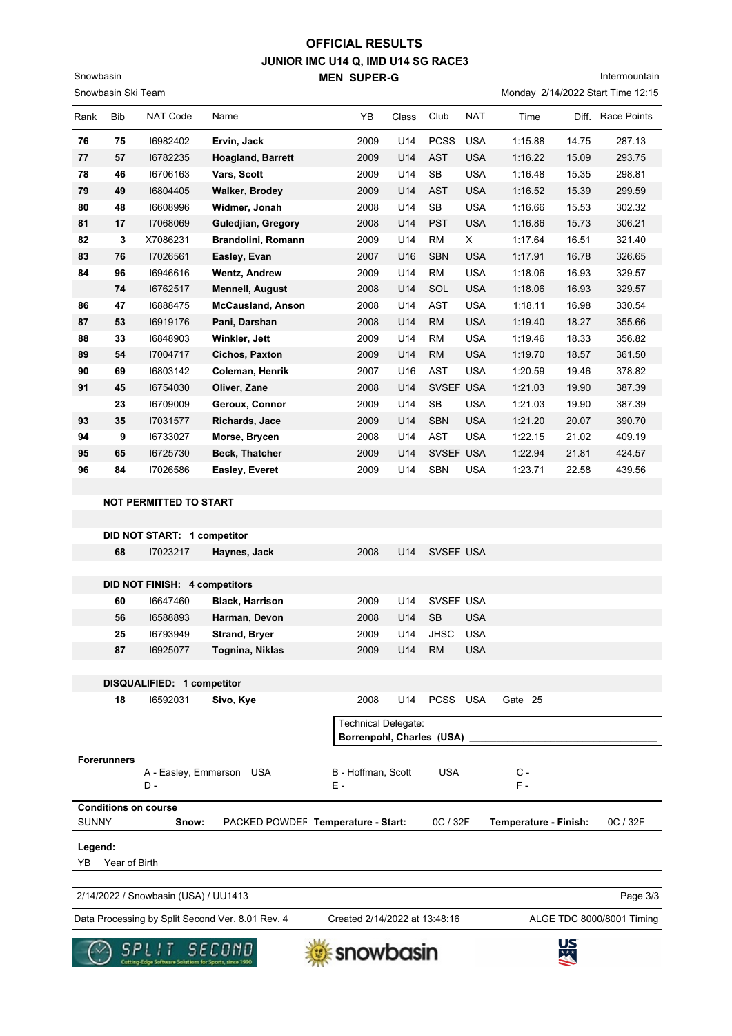# OFFICIAL RESULTS
## JUNIOR IMC U14 Q, IMD U14 SG RACE3
## MEN SUPER-G

Snowbasin
Snowbasin Ski Team

Intermountain
Monday 2/14/2022 Start Time 12:15

| Rank | Bib | NAT Code | Name | YB | Class | Club | NAT | Time | Diff. | Race Points |
|---|---|---|---|---|---|---|---|---|---|---|
| 76 | 75 | I6982402 | **Ervin, Jack** | 2009 | U14 | PCSS | USA | 1:15.88 | 14.75 | 287.13 |
| 77 | 57 | I6782235 | **Hoagland, Barrett** | 2009 | U14 | AST | USA | 1:16.22 | 15.09 | 293.75 |
| 78 | 46 | I6706163 | **Vars, Scott** | 2009 | U14 | SB | USA | 1:16.48 | 15.35 | 298.81 |
| 79 | 49 | I6804405 | **Walker, Brodey** | 2009 | U14 | AST | USA | 1:16.52 | 15.39 | 299.59 |
| 80 | 48 | I6608996 | **Widmer, Jonah** | 2008 | U14 | SB | USA | 1:16.66 | 15.53 | 302.32 |
| 81 | 17 | I7068069 | **Guledjian, Gregory** | 2008 | U14 | PST | USA | 1:16.86 | 15.73 | 306.21 |
| 82 | 3 | X7086231 | **Brandolini, Romann** | 2009 | U14 | RM | X | 1:17.64 | 16.51 | 321.40 |
| 83 | 76 | I7026561 | **Easley, Evan** | 2007 | U16 | SBN | USA | 1:17.91 | 16.78 | 326.65 |
| 84 | 96 | I6946616 | **Wentz, Andrew** | 2009 | U14 | RM | USA | 1:18.06 | 16.93 | 329.57 |
| | 74 | I6762517 | **Mennell, August** | 2008 | U14 | SOL | USA | 1:18.06 | 16.93 | 329.57 |
| 86 | 47 | I6888475 | **McCausland, Anson** | 2008 | U14 | AST | USA | 1:18.11 | 16.98 | 330.54 |
| 87 | 53 | I6919176 | **Pani, Darshan** | 2008 | U14 | RM | USA | 1:19.40 | 18.27 | 355.66 |
| 88 | 33 | I6848903 | **Winkler, Jett** | 2009 | U14 | RM | USA | 1:19.46 | 18.33 | 356.82 |
| 89 | 54 | I7004717 | **Cichos, Paxton** | 2009 | U14 | RM | USA | 1:19.70 | 18.57 | 361.50 |
| 90 | 69 | I6803142 | **Coleman, Henrik** | 2007 | U16 | AST | USA | 1:20.59 | 19.46 | 378.82 |
| 91 | 45 | I6754030 | **Oliver, Zane** | 2008 | U14 | SVSEF | USA | 1:21.03 | 19.90 | 387.39 |
| | 23 | I6709009 | **Geroux, Connor** | 2009 | U14 | SB | USA | 1:21.03 | 19.90 | 387.39 |
| 93 | 35 | I7031577 | **Richards, Jace** | 2009 | U14 | SBN | USA | 1:21.20 | 20.07 | 390.70 |
| 94 | 9 | I6733027 | **Morse, Brycen** | 2008 | U14 | AST | USA | 1:22.15 | 21.02 | 409.19 |
| 95 | 65 | I6725730 | **Beck, Thatcher** | 2009 | U14 | SVSEF | USA | 1:22.94 | 21.81 | 424.57 |
| 96 | 84 | I7026586 | **Easley, Everet** | 2009 | U14 | SBN | USA | 1:23.71 | 22.58 | 439.56 |

**NOT PERMITTED TO START**

**DID NOT START: 1 competitor**

| Bib | NAT Code | Name | YB | Class | Club | NAT |
|---|---|---|---|---|---|---|
| 68 | I7023217 | **Haynes, Jack** | 2008 | U14 | SVSEF | USA |

**DID NOT FINISH: 4 competitors**

| Bib | NAT Code | Name | YB | Class | Club | NAT |
|---|---|---|---|---|---|---|
| 60 | I6647460 | **Black, Harrison** | 2009 | U14 | SVSEF | USA |
| 56 | I6588893 | **Harman, Devon** | 2008 | U14 | SB | USA |
| 25 | I6793949 | **Strand, Bryer** | 2009 | U14 | JHSC | USA |
| 87 | I6925077 | **Tognina, Niklas** | 2009 | U14 | RM | USA |

**DISQUALIFIED: 1 competitor**

| Bib | NAT Code | Name | YB | Class | Club | NAT | |
|---|---|---|---|---|---|---|---|
| 18 | I6592031 | **Sivo, Kye** | 2008 | U14 | PCSS | USA | Gate 25 |

Technical Delegate:
**Borrenpohl, Charles (USA)** ________________

**Forerunners**

A - Easley, Emmerson USA
B - Hoffman, Scott USA
C -
D -
E -
F -

**Conditions on course**

SUNNY **Snow:** PACKED POWDEF **Temperature - Start:** 0C / 32F **Temperature - Finish:** 0C / 32F

**Legend:**
YB Year of Birth

2/14/2022 / Snowbasin (USA) / UU1413

Data Processing by Split Second Ver. 8.01 Rev. 4 Created 2/14/2022 at 13:48:16 ALGE TDC 8000/8001 Timing